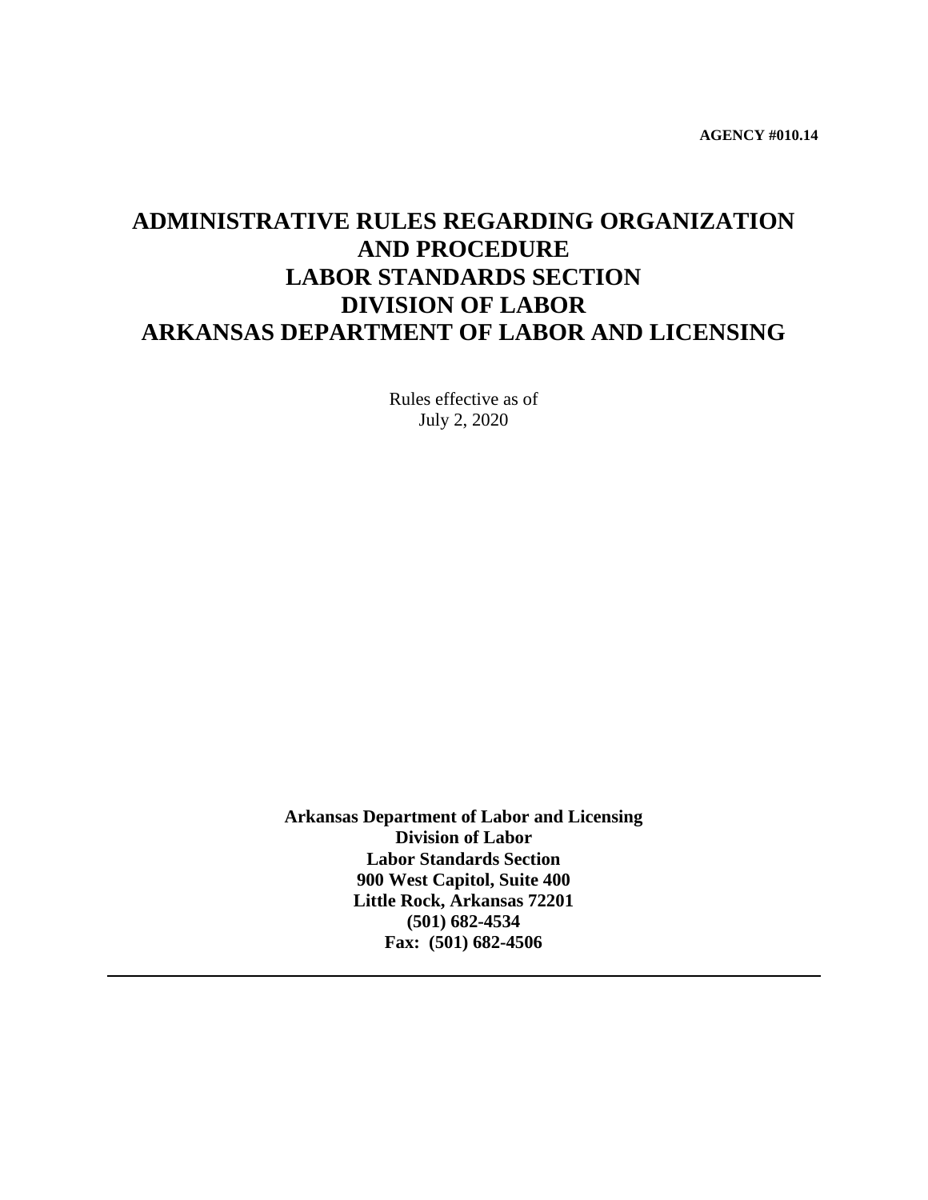**AGENCY #010.14**

# ADMINISTRATIVE RULES REGARDING ORGANIZATION AND PROCEDURE
# LABOR STANDARDS SECTION
# DIVISION OF LABOR
# ARKANSAS DEPARTMENT OF LABOR AND LICENSING

Rules effective as of
July 2, 2020

**Arkansas Department of Labor and Licensing**
**Division of Labor**
**Labor Standards Section**
**900 West Capitol, Suite 400**
**Little Rock, Arkansas 72201**
**(501) 682-4534**
**Fax: (501) 682-4506**

---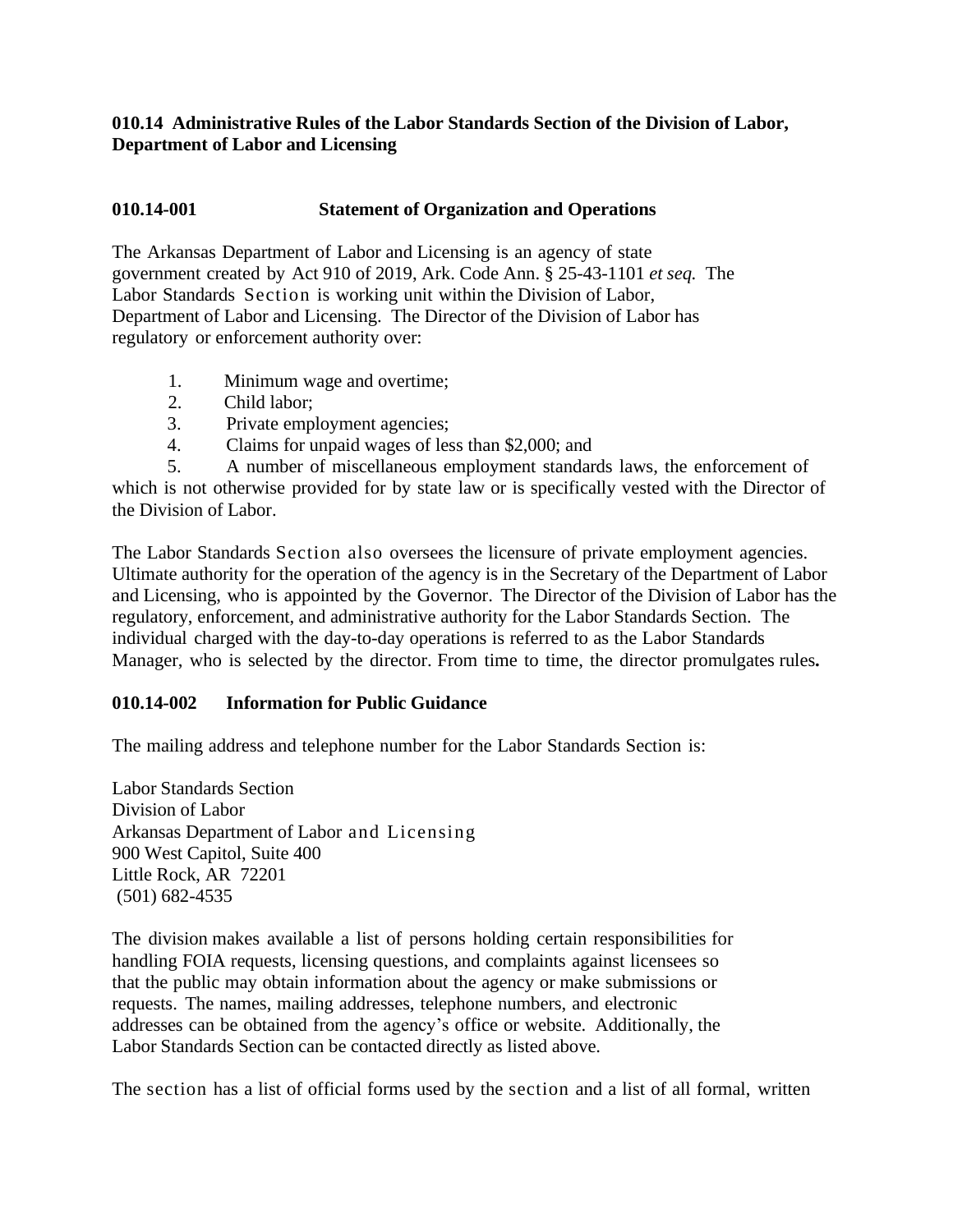**010.14 Administrative Rules of the Labor Standards Section of the Division of Labor, Department of Labor and Licensing**

**010.14-001 Statement of Organization and Operations**

The Arkansas Department of Labor and Licensing is an agency of state government created by Act 910 of 2019, Ark. Code Ann. § 25-43-1101 *et seq.* The Labor Standards Section is working unit within the Division of Labor, Department of Labor and Licensing. The Director of the Division of Labor has regulatory or enforcement authority over:

1. Minimum wage and overtime;
2. Child labor;
3. Private employment agencies;
4. Claims for unpaid wages of less than $2,000; and
5. A number of miscellaneous employment standards laws, the enforcement of which is not otherwise provided for by state law or is specifically vested with the Director of the Division of Labor.

The Labor Standards Section also oversees the licensure of private employment agencies. Ultimate authority for the operation of the agency is in the Secretary of the Department of Labor and Licensing, who is appointed by the Governor. The Director of the Division of Labor has the regulatory, enforcement, and administrative authority for the Labor Standards Section. The individual charged with the day-to-day operations is referred to as the Labor Standards Manager, who is selected by the director. From time to time, the director promulgates rules**.**

**010.14-002 Information for Public Guidance**

The mailing address and telephone number for the Labor Standards Section is:

Labor Standards Section
Division of Labor
Arkansas Department of Labor and Licensing
900 West Capitol, Suite 400
Little Rock, AR 72201
(501) 682-4535

The division makes available a list of persons holding certain responsibilities for handling FOIA requests, licensing questions, and complaints against licensees so that the public may obtain information about the agency or make submissions or requests. The names, mailing addresses, telephone numbers, and electronic addresses can be obtained from the agency's office or website. Additionally, the Labor Standards Section can be contacted directly as listed above.

The section has a list of official forms used by the section and a list of all formal, written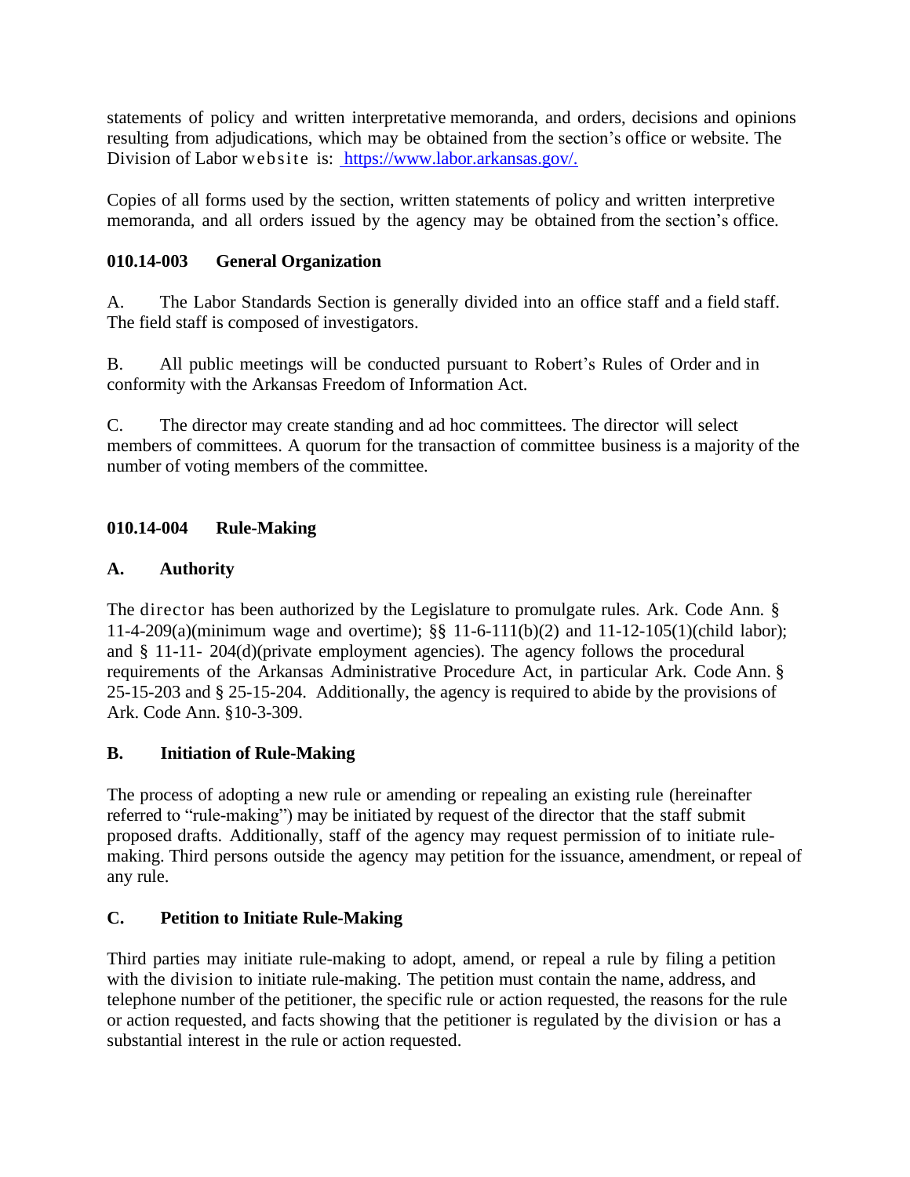statements of policy and written interpretative memoranda, and orders, decisions and opinions resulting from adjudications, which may be obtained from the section's office or website. The Division of Labor website is: https://www.labor.arkansas.gov/.

Copies of all forms used by the section, written statements of policy and written interpretive memoranda, and all orders issued by the agency may be obtained from the section's office.

### 010.14-003 General Organization

A. The Labor Standards Section is generally divided into an office staff and a field staff. The field staff is composed of investigators.

B. All public meetings will be conducted pursuant to Robert's Rules of Order and in conformity with the Arkansas Freedom of Information Act.

C. The director may create standing and ad hoc committees. The director will select members of committees. A quorum for the transaction of committee business is a majority of the number of voting members of the committee.

### 010.14-004 Rule-Making

#### A. Authority

The director has been authorized by the Legislature to promulgate rules. Ark. Code Ann. § 11-4-209(a)(minimum wage and overtime); §§ 11-6-111(b)(2) and 11-12-105(1)(child labor); and § 11-11- 204(d)(private employment agencies). The agency follows the procedural requirements of the Arkansas Administrative Procedure Act, in particular Ark. Code Ann. § 25-15-203 and § 25-15-204. Additionally, the agency is required to abide by the provisions of Ark. Code Ann. §10-3-309.

#### B. Initiation of Rule-Making

The process of adopting a new rule or amending or repealing an existing rule (hereinafter referred to "rule-making") may be initiated by request of the director that the staff submit proposed drafts. Additionally, staff of the agency may request permission of to initiate rule-making. Third persons outside the agency may petition for the issuance, amendment, or repeal of any rule.

#### C. Petition to Initiate Rule-Making

Third parties may initiate rule-making to adopt, amend, or repeal a rule by filing a petition with the division to initiate rule-making. The petition must contain the name, address, and telephone number of the petitioner, the specific rule or action requested, the reasons for the rule or action requested, and facts showing that the petitioner is regulated by the division or has a substantial interest in the rule or action requested.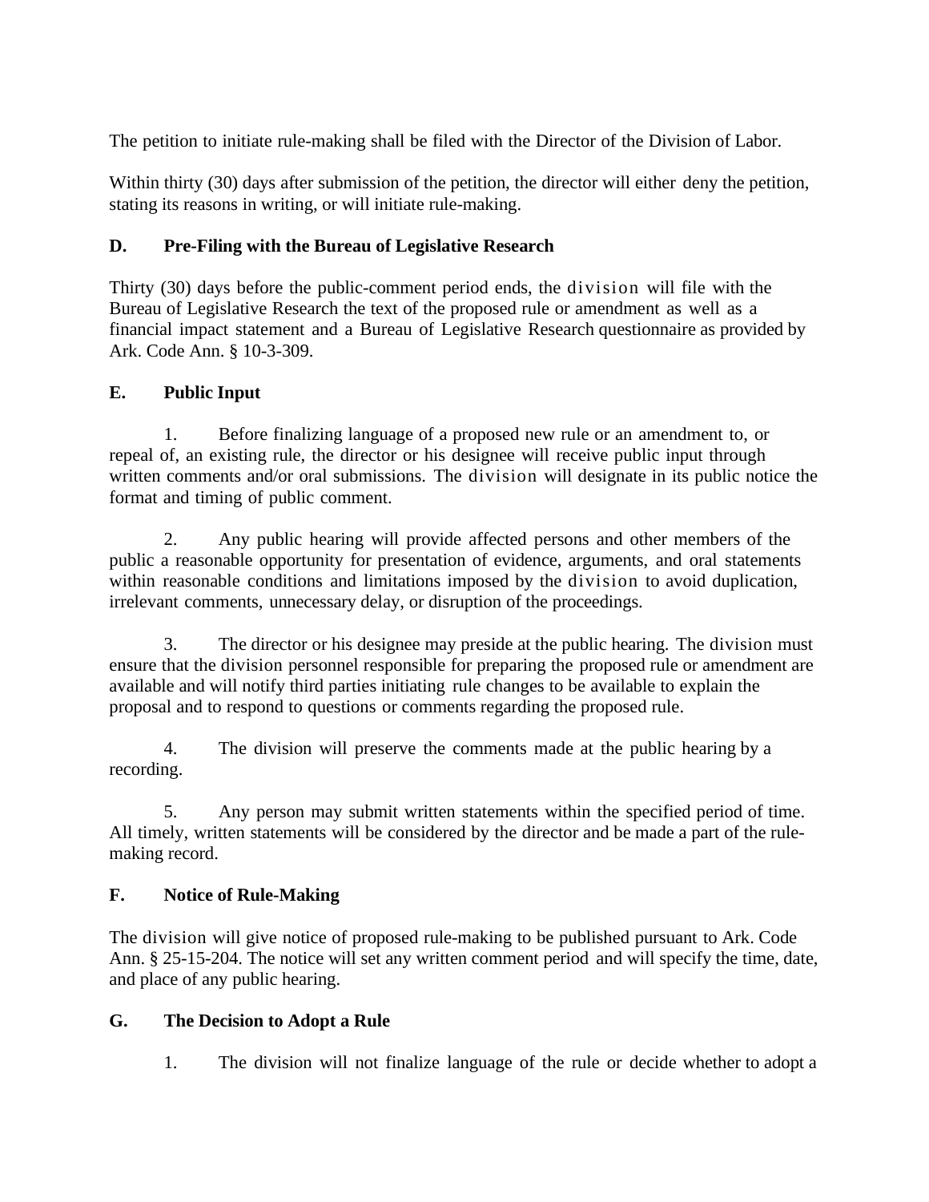The petition to initiate rule-making shall be filed with the Director of the Division of Labor.

Within thirty (30) days after submission of the petition, the director will either deny the petition, stating its reasons in writing, or will initiate rule-making.

**D. Pre-Filing with the Bureau of Legislative Research**

Thirty (30) days before the public-comment period ends, the division will file with the Bureau of Legislative Research the text of the proposed rule or amendment as well as a financial impact statement and a Bureau of Legislative Research questionnaire as provided by Ark. Code Ann. § 10-3-309.

**E. Public Input**

1. Before finalizing language of a proposed new rule or an amendment to, or repeal of, an existing rule, the director or his designee will receive public input through written comments and/or oral submissions. The division will designate in its public notice the format and timing of public comment.

2. Any public hearing will provide affected persons and other members of the public a reasonable opportunity for presentation of evidence, arguments, and oral statements within reasonable conditions and limitations imposed by the division to avoid duplication, irrelevant comments, unnecessary delay, or disruption of the proceedings.

3. The director or his designee may preside at the public hearing. The division must ensure that the division personnel responsible for preparing the proposed rule or amendment are available and will notify third parties initiating rule changes to be available to explain the proposal and to respond to questions or comments regarding the proposed rule.

4. The division will preserve the comments made at the public hearing by a recording.

5. Any person may submit written statements within the specified period of time. All timely, written statements will be considered by the director and be made a part of the rule-making record.

**F. Notice of Rule-Making**

The division will give notice of proposed rule-making to be published pursuant to Ark. Code Ann. § 25-15-204. The notice will set any written comment period and will specify the time, date, and place of any public hearing.

**G. The Decision to Adopt a Rule**

1. The division will not finalize language of the rule or decide whether to adopt a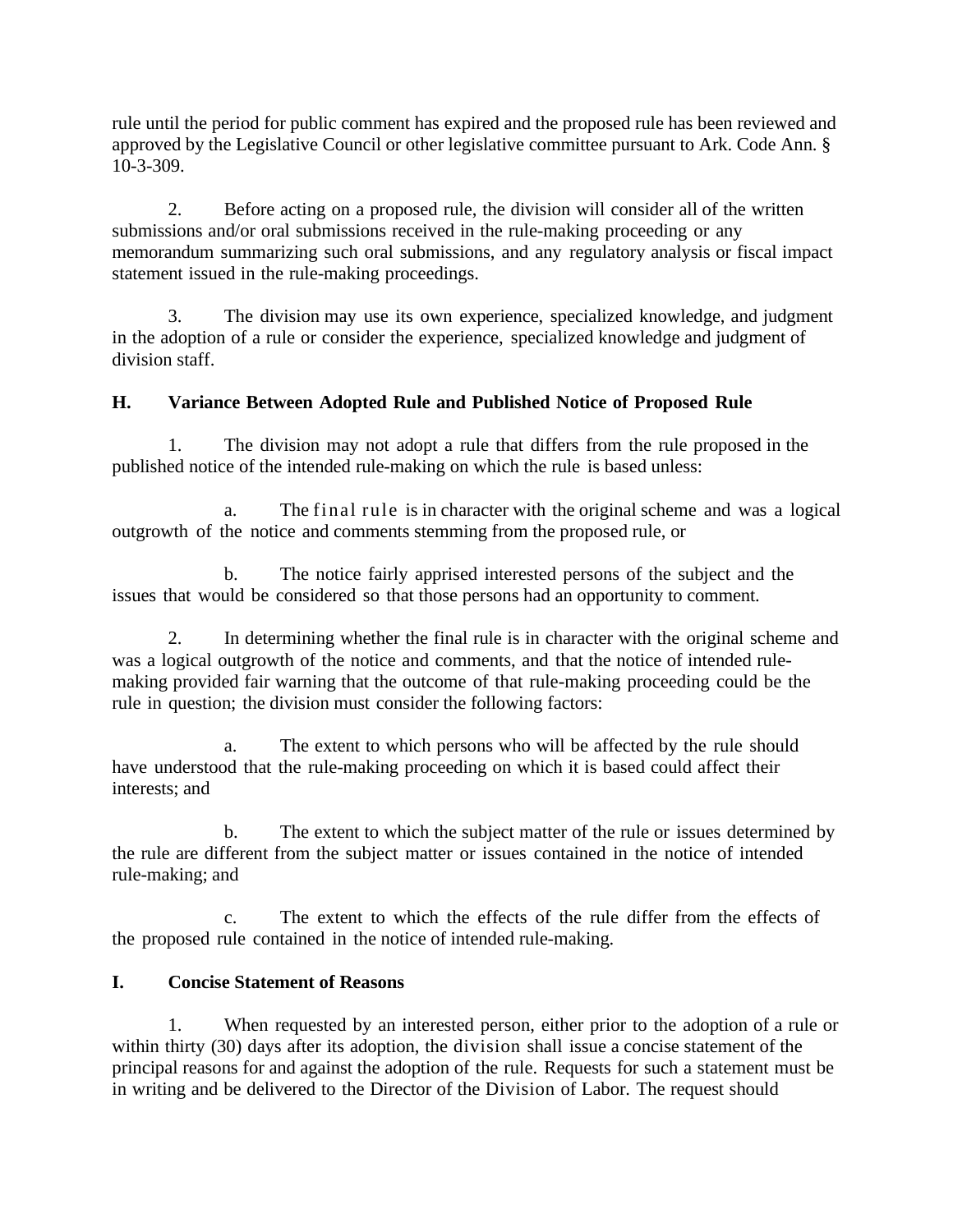rule until the period for public comment has expired and the proposed rule has been reviewed and approved by the Legislative Council or other legislative committee pursuant to Ark. Code Ann. § 10-3-309.

2. Before acting on a proposed rule, the division will consider all of the written submissions and/or oral submissions received in the rule-making proceeding or any memorandum summarizing such oral submissions, and any regulatory analysis or fiscal impact statement issued in the rule-making proceedings.

3. The division may use its own experience, specialized knowledge, and judgment in the adoption of a rule or consider the experience, specialized knowledge and judgment of division staff.

### H. Variance Between Adopted Rule and Published Notice of Proposed Rule

1. The division may not adopt a rule that differs from the rule proposed in the published notice of the intended rule-making on which the rule is based unless:

    a. The final rule is in character with the original scheme and was a logical outgrowth of the notice and comments stemming from the proposed rule, or

    b. The notice fairly apprised interested persons of the subject and the issues that would be considered so that those persons had an opportunity to comment.

2. In determining whether the final rule is in character with the original scheme and was a logical outgrowth of the notice and comments, and that the notice of intended rule-making provided fair warning that the outcome of that rule-making proceeding could be the rule in question; the division must consider the following factors:

    a. The extent to which persons who will be affected by the rule should have understood that the rule-making proceeding on which it is based could affect their interests; and

    b. The extent to which the subject matter of the rule or issues determined by the rule are different from the subject matter or issues contained in the notice of intended rule-making; and

    c. The extent to which the effects of the rule differ from the effects of the proposed rule contained in the notice of intended rule-making.

### I. Concise Statement of Reasons

1. When requested by an interested person, either prior to the adoption of a rule or within thirty (30) days after its adoption, the division shall issue a concise statement of the principal reasons for and against the adoption of the rule. Requests for such a statement must be in writing and be delivered to the Director of the Division of Labor. The request should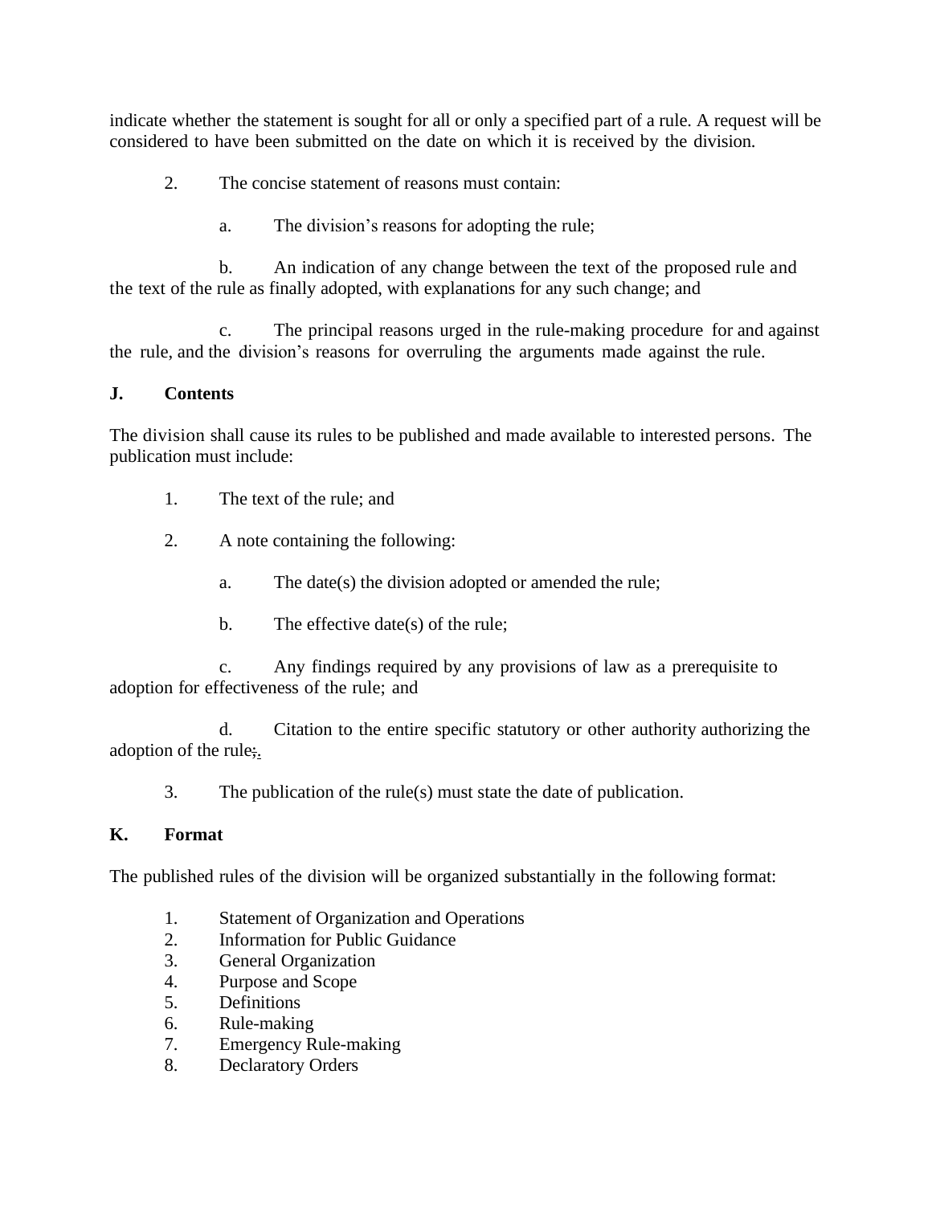indicate whether the statement is sought for all or only a specified part of a rule. A request will be considered to have been submitted on the date on which it is received by the division.

2. The concise statement of reasons must contain:

   a. The division's reasons for adopting the rule;

   b. An indication of any change between the text of the proposed rule and the text of the rule as finally adopted, with explanations for any such change; and

   c. The principal reasons urged in the rule-making procedure for and against the rule, and the division's reasons for overruling the arguments made against the rule.

**J. Contents**

The division shall cause its rules to be published and made available to interested persons. The publication must include:

1. The text of the rule; and

2. A note containing the following:

   a. The date(s) the division adopted or amended the rule;

   b. The effective date(s) of the rule;

   c. Any findings required by any provisions of law as a prerequisite to adoption for effectiveness of the rule; and

   d. Citation to the entire specific statutory or other authority authorizing the adoption of the rule;.

3. The publication of the rule(s) must state the date of publication.

**K. Format**

The published rules of the division will be organized substantially in the following format:

1. Statement of Organization and Operations
2. Information for Public Guidance
3. General Organization
4. Purpose and Scope
5. Definitions
6. Rule-making
7. Emergency Rule-making
8. Declaratory Orders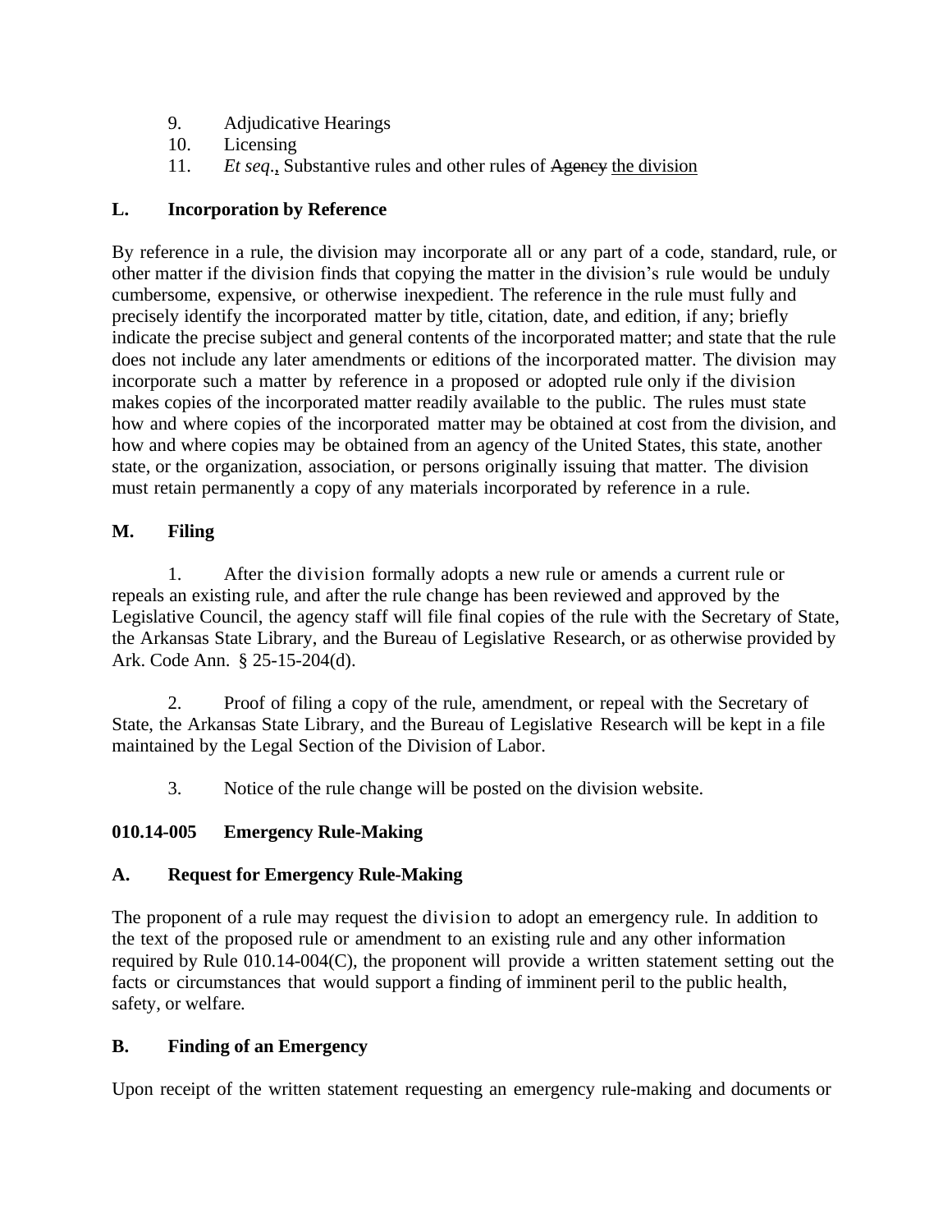9. Adjudicative Hearings
10. Licensing
11. *Et seq*., Substantive rules and other rules of ~~Agency~~ <u>the division</u>

**L. Incorporation by Reference**

By reference in a rule, the division may incorporate all or any part of a code, standard, rule, or other matter if the division finds that copying the matter in the division's rule would be unduly cumbersome, expensive, or otherwise inexpedient. The reference in the rule must fully and precisely identify the incorporated matter by title, citation, date, and edition, if any; briefly indicate the precise subject and general contents of the incorporated matter; and state that the rule does not include any later amendments or editions of the incorporated matter. The division may incorporate such a matter by reference in a proposed or adopted rule only if the division makes copies of the incorporated matter readily available to the public. The rules must state how and where copies of the incorporated matter may be obtained at cost from the division, and how and where copies may be obtained from an agency of the United States, this state, another state, or the organization, association, or persons originally issuing that matter. The division must retain permanently a copy of any materials incorporated by reference in a rule.

**M. Filing**

1. After the division formally adopts a new rule or amends a current rule or repeals an existing rule, and after the rule change has been reviewed and approved by the Legislative Council, the agency staff will file final copies of the rule with the Secretary of State, the Arkansas State Library, and the Bureau of Legislative Research, or as otherwise provided by Ark. Code Ann. § 25-15-204(d).

2. Proof of filing a copy of the rule, amendment, or repeal with the Secretary of State, the Arkansas State Library, and the Bureau of Legislative Research will be kept in a file maintained by the Legal Section of the Division of Labor.

3. Notice of the rule change will be posted on the division website.

**010.14-005 Emergency Rule-Making**

**A. Request for Emergency Rule-Making**

The proponent of a rule may request the division to adopt an emergency rule. In addition to the text of the proposed rule or amendment to an existing rule and any other information required by Rule 010.14-004(C), the proponent will provide a written statement setting out the facts or circumstances that would support a finding of imminent peril to the public health, safety, or welfare.

**B. Finding of an Emergency**

Upon receipt of the written statement requesting an emergency rule-making and documents or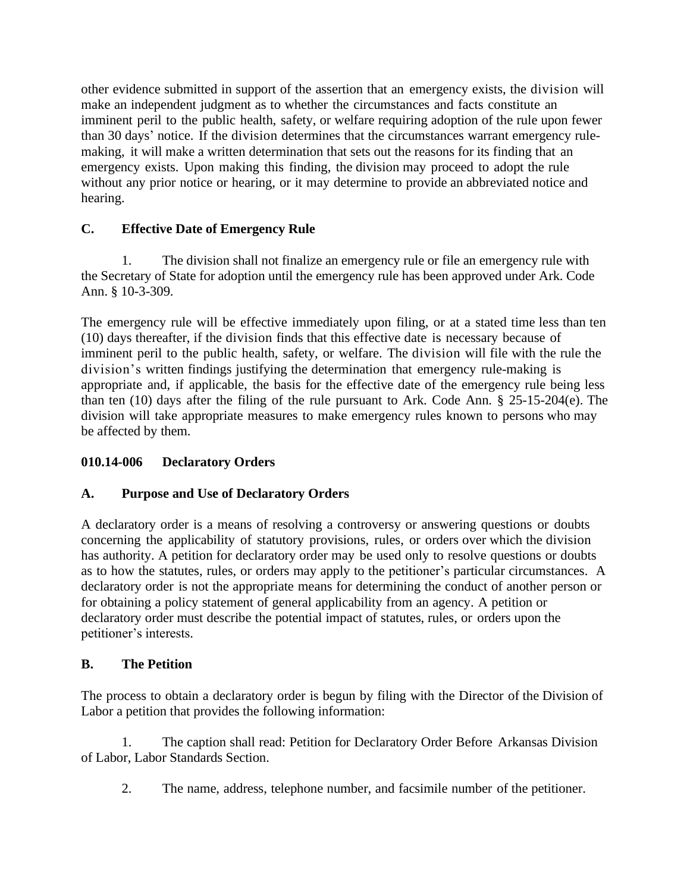other evidence submitted in support of the assertion that an emergency exists, the division will make an independent judgment as to whether the circumstances and facts constitute an imminent peril to the public health, safety, or welfare requiring adoption of the rule upon fewer than 30 days' notice. If the division determines that the circumstances warrant emergency rule-making, it will make a written determination that sets out the reasons for its finding that an emergency exists. Upon making this finding, the division may proceed to adopt the rule without any prior notice or hearing, or it may determine to provide an abbreviated notice and hearing.

**C. Effective Date of Emergency Rule**

1. The division shall not finalize an emergency rule or file an emergency rule with the Secretary of State for adoption until the emergency rule has been approved under Ark. Code Ann. § 10-3-309.

The emergency rule will be effective immediately upon filing, or at a stated time less than ten (10) days thereafter, if the division finds that this effective date is necessary because of imminent peril to the public health, safety, or welfare. The division will file with the rule the division's written findings justifying the determination that emergency rule-making is appropriate and, if applicable, the basis for the effective date of the emergency rule being less than ten (10) days after the filing of the rule pursuant to Ark. Code Ann. § 25-15-204(e). The division will take appropriate measures to make emergency rules known to persons who may be affected by them.

**010.14-006 Declaratory Orders**

**A. Purpose and Use of Declaratory Orders**

A declaratory order is a means of resolving a controversy or answering questions or doubts concerning the applicability of statutory provisions, rules, or orders over which the division has authority. A petition for declaratory order may be used only to resolve questions or doubts as to how the statutes, rules, or orders may apply to the petitioner's particular circumstances. A declaratory order is not the appropriate means for determining the conduct of another person or for obtaining a policy statement of general applicability from an agency. A petition or declaratory order must describe the potential impact of statutes, rules, or orders upon the petitioner's interests.

**B. The Petition**

The process to obtain a declaratory order is begun by filing with the Director of the Division of Labor a petition that provides the following information:

1. The caption shall read: Petition for Declaratory Order Before Arkansas Division of Labor, Labor Standards Section.

2. The name, address, telephone number, and facsimile number of the petitioner.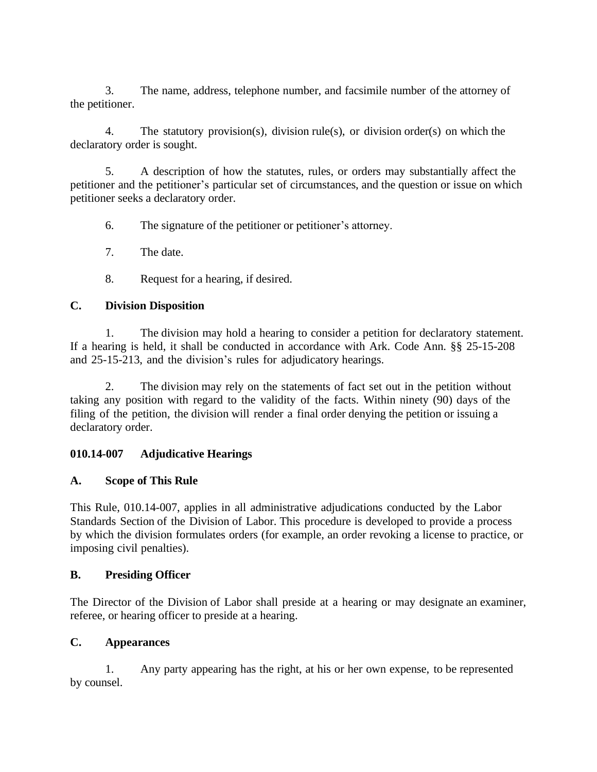3. The name, address, telephone number, and facsimile number of the attorney of the petitioner.

4. The statutory provision(s), division rule(s), or division order(s) on which the declaratory order is sought.

5. A description of how the statutes, rules, or orders may substantially affect the petitioner and the petitioner's particular set of circumstances, and the question or issue on which petitioner seeks a declaratory order.

6. The signature of the petitioner or petitioner's attorney.

7. The date.

8. Request for a hearing, if desired.

**C. Division Disposition**

1. The division may hold a hearing to consider a petition for declaratory statement. If a hearing is held, it shall be conducted in accordance with Ark. Code Ann. §§ 25-15-208 and 25-15-213, and the division's rules for adjudicatory hearings.

2. The division may rely on the statements of fact set out in the petition without taking any position with regard to the validity of the facts. Within ninety (90) days of the filing of the petition, the division will render a final order denying the petition or issuing a declaratory order.

**010.14-007 Adjudicative Hearings**

**A. Scope of This Rule**

This Rule, 010.14-007, applies in all administrative adjudications conducted by the Labor Standards Section of the Division of Labor. This procedure is developed to provide a process by which the division formulates orders (for example, an order revoking a license to practice, or imposing civil penalties).

**B. Presiding Officer**

The Director of the Division of Labor shall preside at a hearing or may designate an examiner, referee, or hearing officer to preside at a hearing.

**C. Appearances**

1. Any party appearing has the right, at his or her own expense, to be represented by counsel.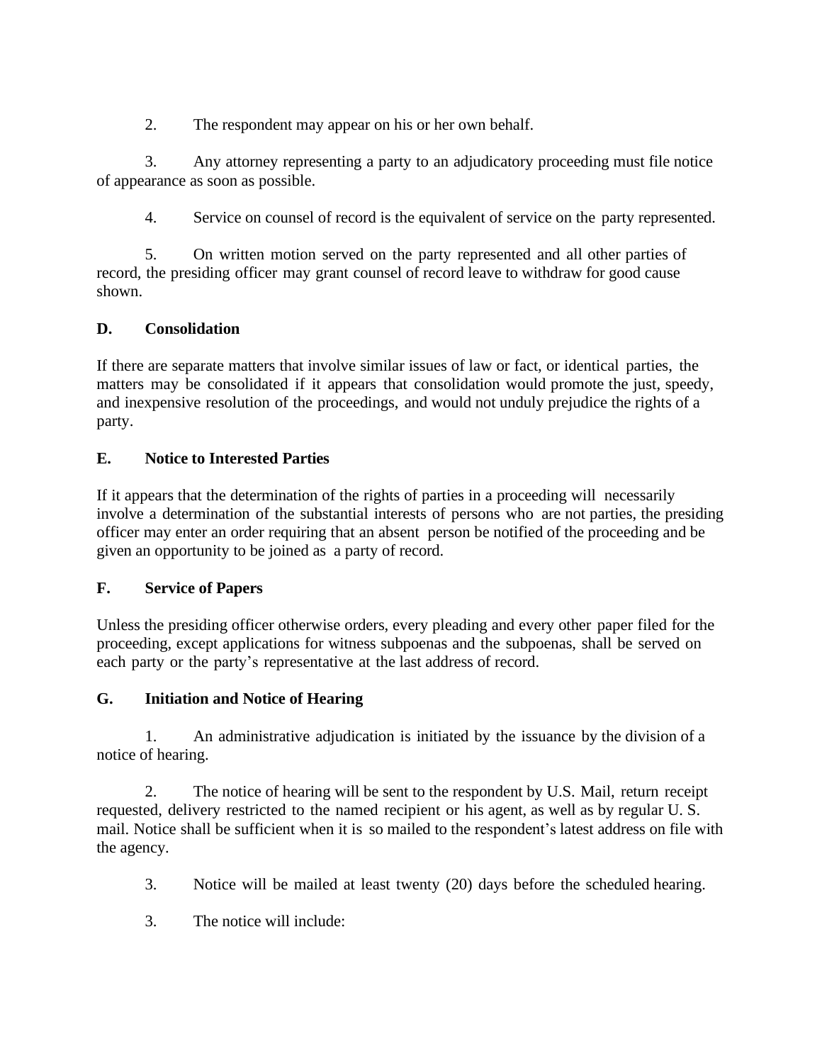2. The respondent may appear on his or her own behalf.

3. Any attorney representing a party to an adjudicatory proceeding must file notice of appearance as soon as possible.

4. Service on counsel of record is the equivalent of service on the party represented.

5. On written motion served on the party represented and all other parties of record, the presiding officer may grant counsel of record leave to withdraw for good cause shown.

**D. Consolidation**

If there are separate matters that involve similar issues of law or fact, or identical parties, the matters may be consolidated if it appears that consolidation would promote the just, speedy, and inexpensive resolution of the proceedings, and would not unduly prejudice the rights of a party.

**E. Notice to Interested Parties**

If it appears that the determination of the rights of parties in a proceeding will necessarily involve a determination of the substantial interests of persons who are not parties, the presiding officer may enter an order requiring that an absent person be notified of the proceeding and be given an opportunity to be joined as a party of record.

**F. Service of Papers**

Unless the presiding officer otherwise orders, every pleading and every other paper filed for the proceeding, except applications for witness subpoenas and the subpoenas, shall be served on each party or the party's representative at the last address of record.

**G. Initiation and Notice of Hearing**

1. An administrative adjudication is initiated by the issuance by the division of a notice of hearing.

2. The notice of hearing will be sent to the respondent by U.S. Mail, return receipt requested, delivery restricted to the named recipient or his agent, as well as by regular U. S. mail. Notice shall be sufficient when it is so mailed to the respondent's latest address on file with the agency.

3. Notice will be mailed at least twenty (20) days before the scheduled hearing.

3. The notice will include: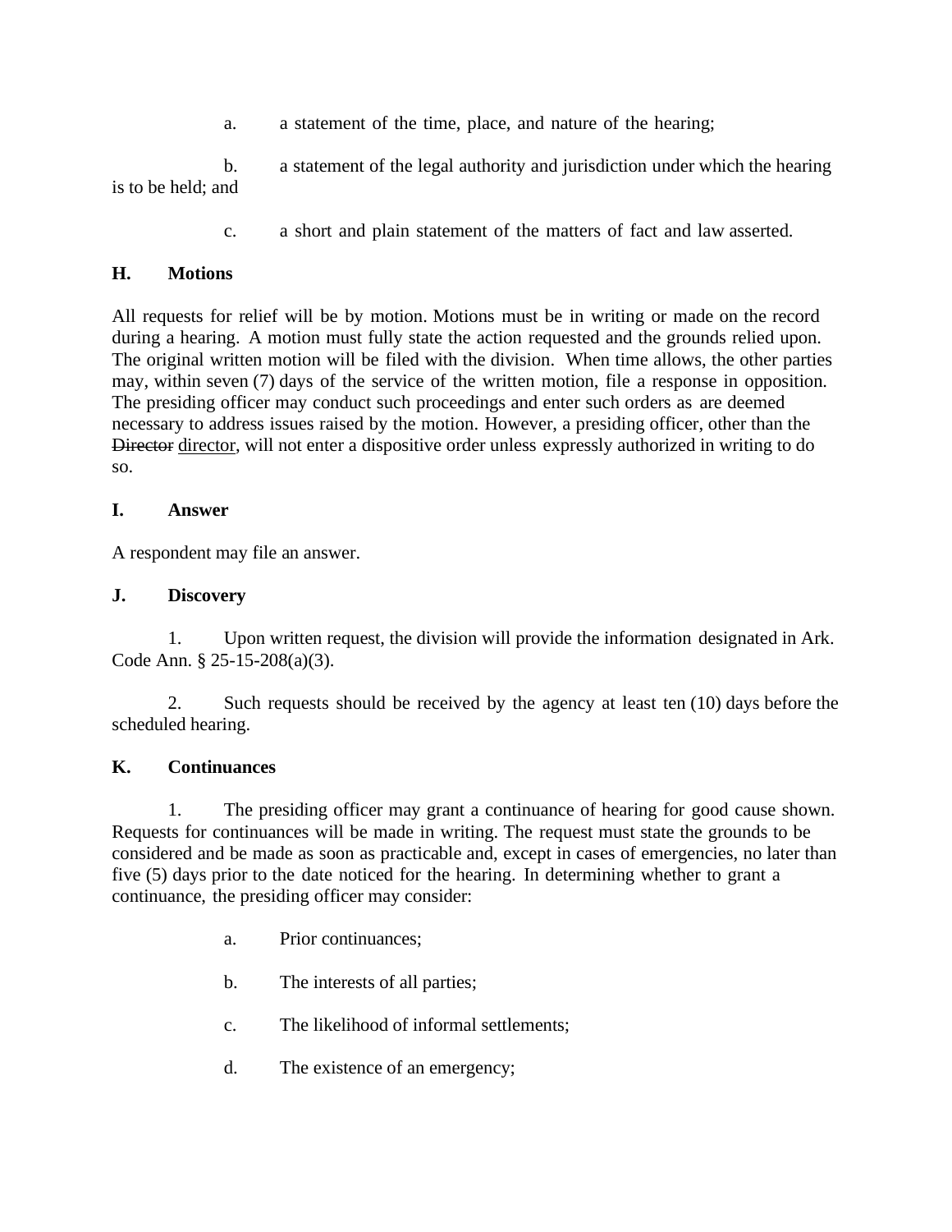a. a statement of the time, place, and nature of the hearing;

b. a statement of the legal authority and jurisdiction under which the hearing is to be held; and

c. a short and plain statement of the matters of fact and law asserted.

**H. Motions**

All requests for relief will be by motion. Motions must be in writing or made on the record during a hearing. A motion must fully state the action requested and the grounds relied upon. The original written motion will be filed with the division. When time allows, the other parties may, within seven (7) days of the service of the written motion, file a response in opposition. The presiding officer may conduct such proceedings and enter such orders as are deemed necessary to address issues raised by the motion. However, a presiding officer, other than the ~~Director~~ <u>director</u>, will not enter a dispositive order unless expressly authorized in writing to do so.

**I. Answer**

A respondent may file an answer.

**J. Discovery**

1. Upon written request, the division will provide the information designated in Ark. Code Ann. § 25-15-208(a)(3).

2. Such requests should be received by the agency at least ten (10) days before the scheduled hearing.

**K. Continuances**

1. The presiding officer may grant a continuance of hearing for good cause shown. Requests for continuances will be made in writing. The request must state the grounds to be considered and be made as soon as practicable and, except in cases of emergencies, no later than five (5) days prior to the date noticed for the hearing. In determining whether to grant a continuance, the presiding officer may consider:

a. Prior continuances;

b. The interests of all parties;

c. The likelihood of informal settlements;

d. The existence of an emergency;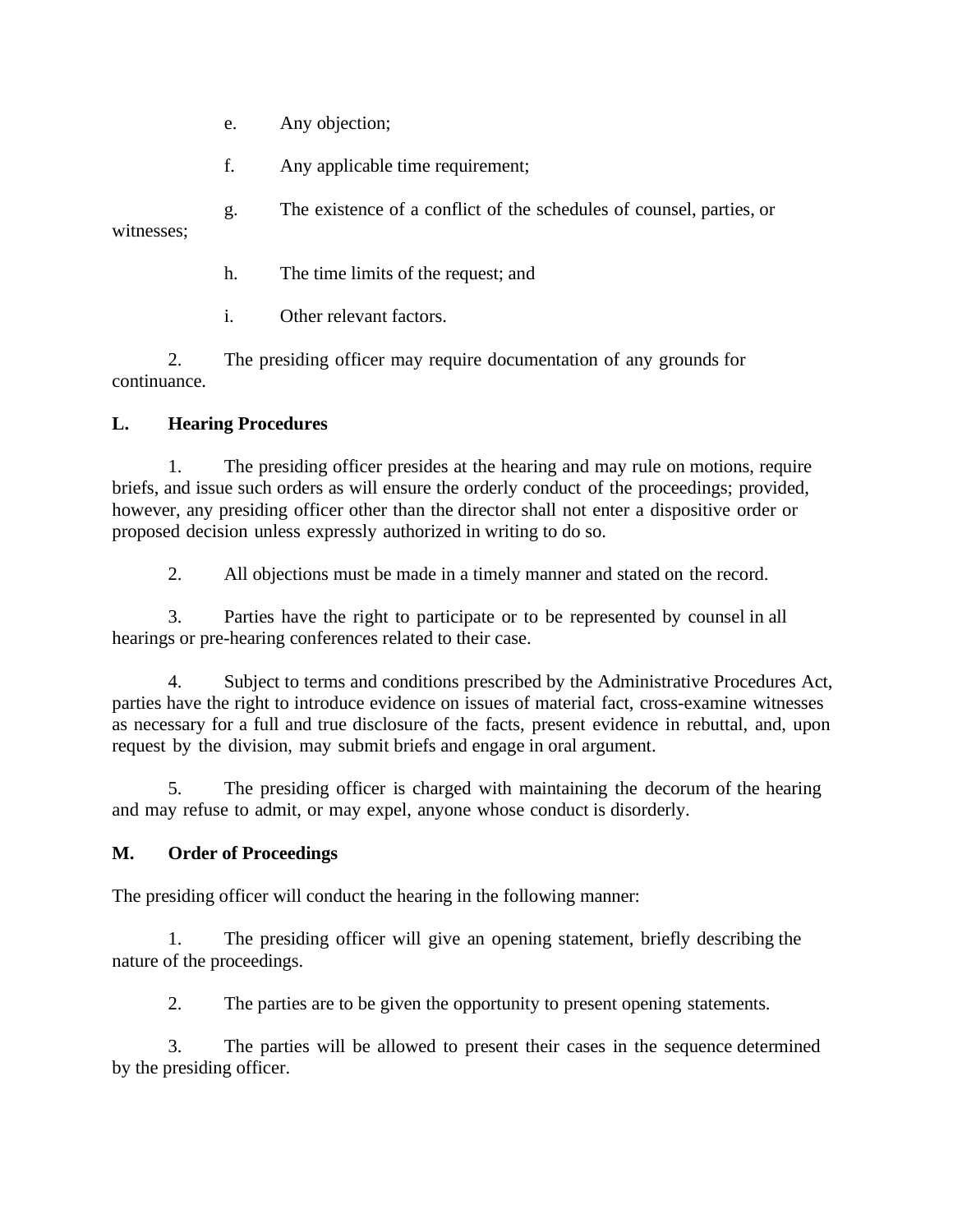e. Any objection;

f. Any applicable time requirement;

g. The existence of a conflict of the schedules of counsel, parties, or witnesses;

h. The time limits of the request; and

i. Other relevant factors.

2. The presiding officer may require documentation of any grounds for continuance.

**L. Hearing Procedures**

1. The presiding officer presides at the hearing and may rule on motions, require briefs, and issue such orders as will ensure the orderly conduct of the proceedings; provided, however, any presiding officer other than the director shall not enter a dispositive order or proposed decision unless expressly authorized in writing to do so.

2. All objections must be made in a timely manner and stated on the record.

3. Parties have the right to participate or to be represented by counsel in all hearings or pre-hearing conferences related to their case.

4. Subject to terms and conditions prescribed by the Administrative Procedures Act, parties have the right to introduce evidence on issues of material fact, cross-examine witnesses as necessary for a full and true disclosure of the facts, present evidence in rebuttal, and, upon request by the division, may submit briefs and engage in oral argument.

5. The presiding officer is charged with maintaining the decorum of the hearing and may refuse to admit, or may expel, anyone whose conduct is disorderly.

**M. Order of Proceedings**

The presiding officer will conduct the hearing in the following manner:

1. The presiding officer will give an opening statement, briefly describing the nature of the proceedings.

2. The parties are to be given the opportunity to present opening statements.

3. The parties will be allowed to present their cases in the sequence determined by the presiding officer.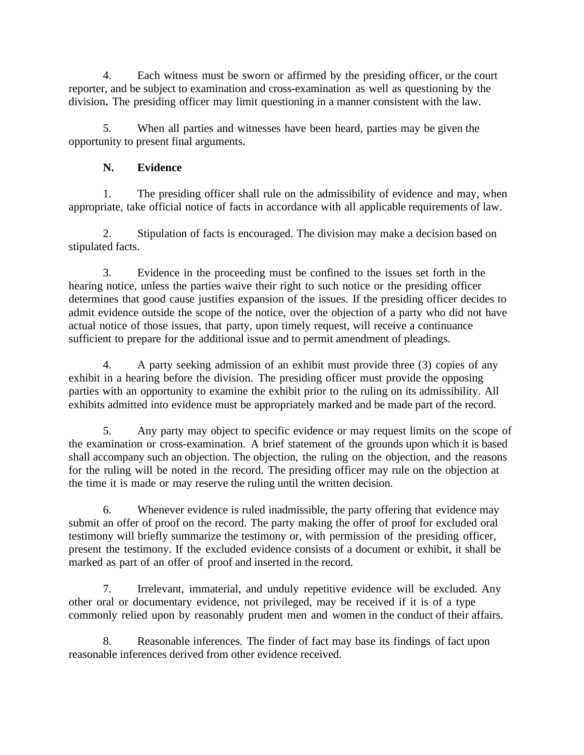4. Each witness must be sworn or affirmed by the presiding officer, or the court reporter, and be subject to examination and cross-examination as well as questioning by the division**.** The presiding officer may limit questioning in a manner consistent with the law.

5. When all parties and witnesses have been heard, parties may be given the opportunity to present final arguments.

**N. Evidence**

1. The presiding officer shall rule on the admissibility of evidence and may, when appropriate, take official notice of facts in accordance with all applicable requirements of law.

2. Stipulation of facts is encouraged. The division may make a decision based on stipulated facts.

3. Evidence in the proceeding must be confined to the issues set forth in the hearing notice, unless the parties waive their right to such notice or the presiding officer determines that good cause justifies expansion of the issues. If the presiding officer decides to admit evidence outside the scope of the notice, over the objection of a party who did not have actual notice of those issues, that party, upon timely request, will receive a continuance sufficient to prepare for the additional issue and to permit amendment of pleadings.

4. A party seeking admission of an exhibit must provide three (3) copies of any exhibit in a hearing before the division. The presiding officer must provide the opposing parties with an opportunity to examine the exhibit prior to the ruling on its admissibility. All exhibits admitted into evidence must be appropriately marked and be made part of the record.

5. Any party may object to specific evidence or may request limits on the scope of the examination or cross-examination. A brief statement of the grounds upon which it is based shall accompany such an objection. The objection, the ruling on the objection, and the reasons for the ruling will be noted in the record. The presiding officer may rule on the objection at the time it is made or may reserve the ruling until the written decision.

6. Whenever evidence is ruled inadmissible, the party offering that evidence may submit an offer of proof on the record. The party making the offer of proof for excluded oral testimony will briefly summarize the testimony or, with permission of the presiding officer, present the testimony. If the excluded evidence consists of a document or exhibit, it shall be marked as part of an offer of proof and inserted in the record.

7. Irrelevant, immaterial, and unduly repetitive evidence will be excluded. Any other oral or documentary evidence, not privileged, may be received if it is of a type commonly relied upon by reasonably prudent men and women in the conduct of their affairs.

8. Reasonable inferences. The finder of fact may base its findings of fact upon reasonable inferences derived from other evidence received.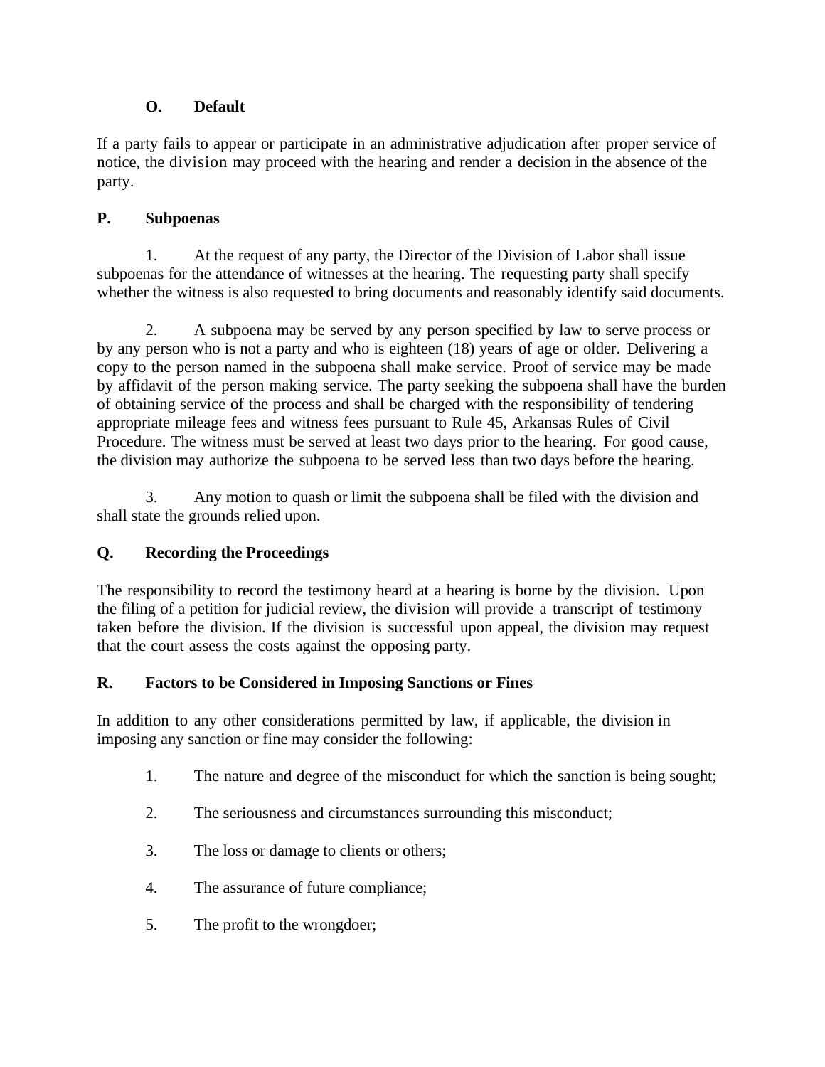### O. Default

If a party fails to appear or participate in an administrative adjudication after proper service of notice, the division may proceed with the hearing and render a decision in the absence of the party.

### P. Subpoenas

1. At the request of any party, the Director of the Division of Labor shall issue subpoenas for the attendance of witnesses at the hearing. The requesting party shall specify whether the witness is also requested to bring documents and reasonably identify said documents.

2. A subpoena may be served by any person specified by law to serve process or by any person who is not a party and who is eighteen (18) years of age or older. Delivering a copy to the person named in the subpoena shall make service. Proof of service may be made by affidavit of the person making service. The party seeking the subpoena shall have the burden of obtaining service of the process and shall be charged with the responsibility of tendering appropriate mileage fees and witness fees pursuant to Rule 45, Arkansas Rules of Civil Procedure. The witness must be served at least two days prior to the hearing. For good cause, the division may authorize the subpoena to be served less than two days before the hearing.

3. Any motion to quash or limit the subpoena shall be filed with the division and shall state the grounds relied upon.

### Q. Recording the Proceedings

The responsibility to record the testimony heard at a hearing is borne by the division. Upon the filing of a petition for judicial review, the division will provide a transcript of testimony taken before the division. If the division is successful upon appeal, the division may request that the court assess the costs against the opposing party.

### R. Factors to be Considered in Imposing Sanctions or Fines

In addition to any other considerations permitted by law, if applicable, the division in imposing any sanction or fine may consider the following:

1. The nature and degree of the misconduct for which the sanction is being sought;

2. The seriousness and circumstances surrounding this misconduct;

3. The loss or damage to clients or others;

4. The assurance of future compliance;

5. The profit to the wrongdoer;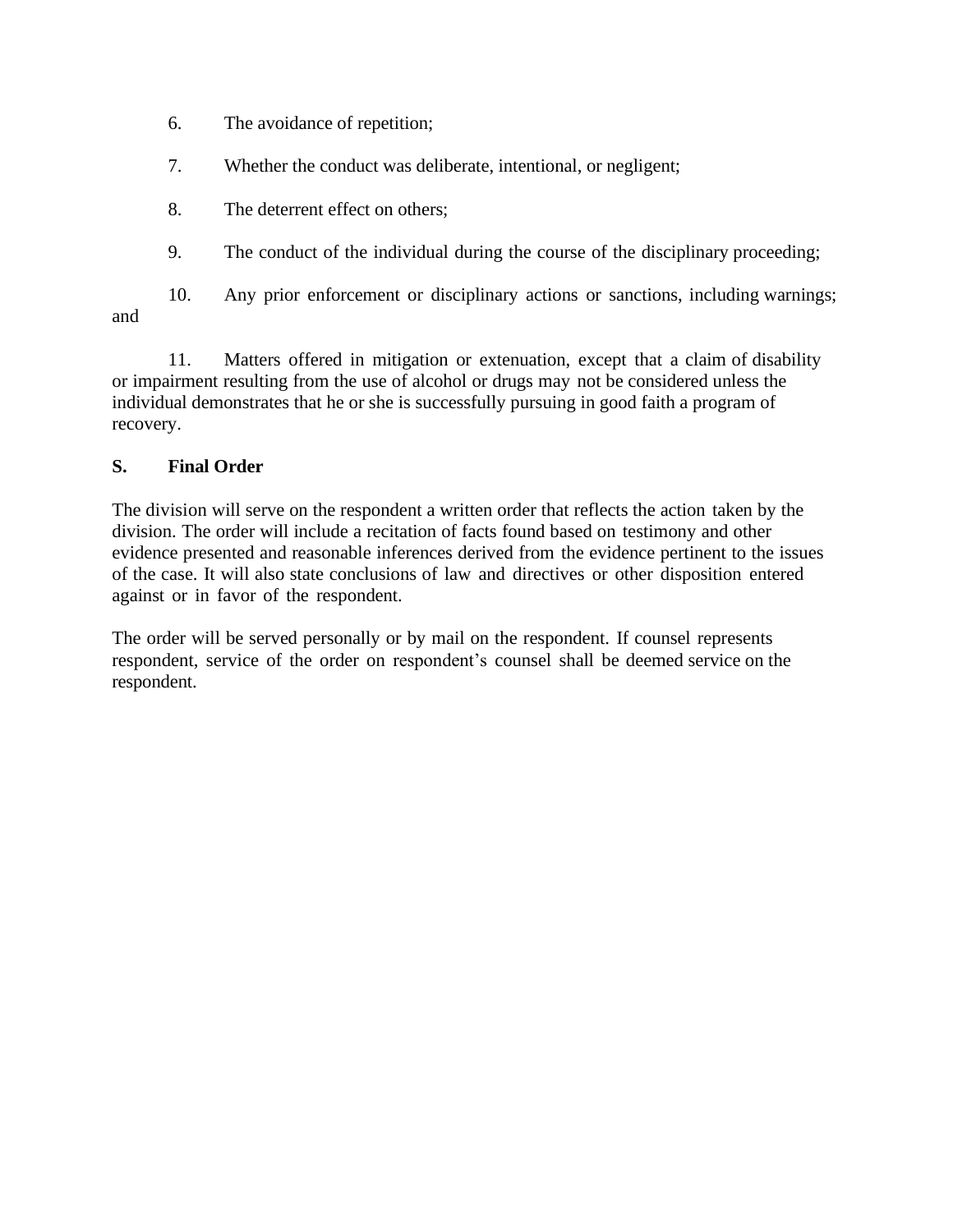6. The avoidance of repetition;

7. Whether the conduct was deliberate, intentional, or negligent;

8. The deterrent effect on others;

9. The conduct of the individual during the course of the disciplinary proceeding;

10. Any prior enforcement or disciplinary actions or sanctions, including warnings; and

11. Matters offered in mitigation or extenuation, except that a claim of disability or impairment resulting from the use of alcohol or drugs may not be considered unless the individual demonstrates that he or she is successfully pursuing in good faith a program of recovery.

**S. Final Order**

The division will serve on the respondent a written order that reflects the action taken by the division. The order will include a recitation of facts found based on testimony and other evidence presented and reasonable inferences derived from the evidence pertinent to the issues of the case. It will also state conclusions of law and directives or other disposition entered against or in favor of the respondent.

The order will be served personally or by mail on the respondent. If counsel represents respondent, service of the order on respondent's counsel shall be deemed service on the respondent.